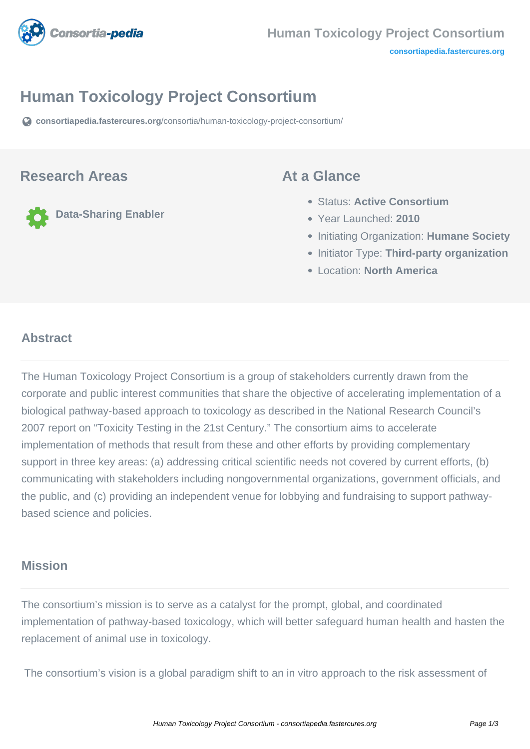# Human Toxicology Project Consortium

consortiapedia.fastercures.org/consortia/human-toxicology-project-consortium/

## Research Areas

Data-Sharing Enabler

## At a Glance

- Status: **Active Consortium**
- Year Launched: **2010**
- Initiating Organization: **Humane Society**
- Initiator Type: **Third-party organization**
- Location: **North America**

### Abstract

The Human Toxicology Project Consortium is a group of stakeholders currently drawn from the corporate and public interest communities that share the objective of accelerating implementation of a biological pathway-based approach to toxicology as described in the National Research Council's 2007 report on "Toxicity Testing in the 21st Century." The consortium aims to accelerate implementation of methods that result from these and other efforts by providing complementary support in three key areas: (a) addressing critical scientific needs not covered by current efforts, (b) communicating with stakeholders including nongovernmental organizations, government officials, and the public, and (c) providing an independent venue for lobbying and fundraising to support pathway-based science and policies.

### Mission

The consortium's mission is to serve as a catalyst for the prompt, global, and coordinated implementation of pathway-based toxicology, which will better safeguard human health and hasten the replacement of animal use in toxicology.

The consortium's vision is a global paradigm shift to an in vitro approach to the risk assessment of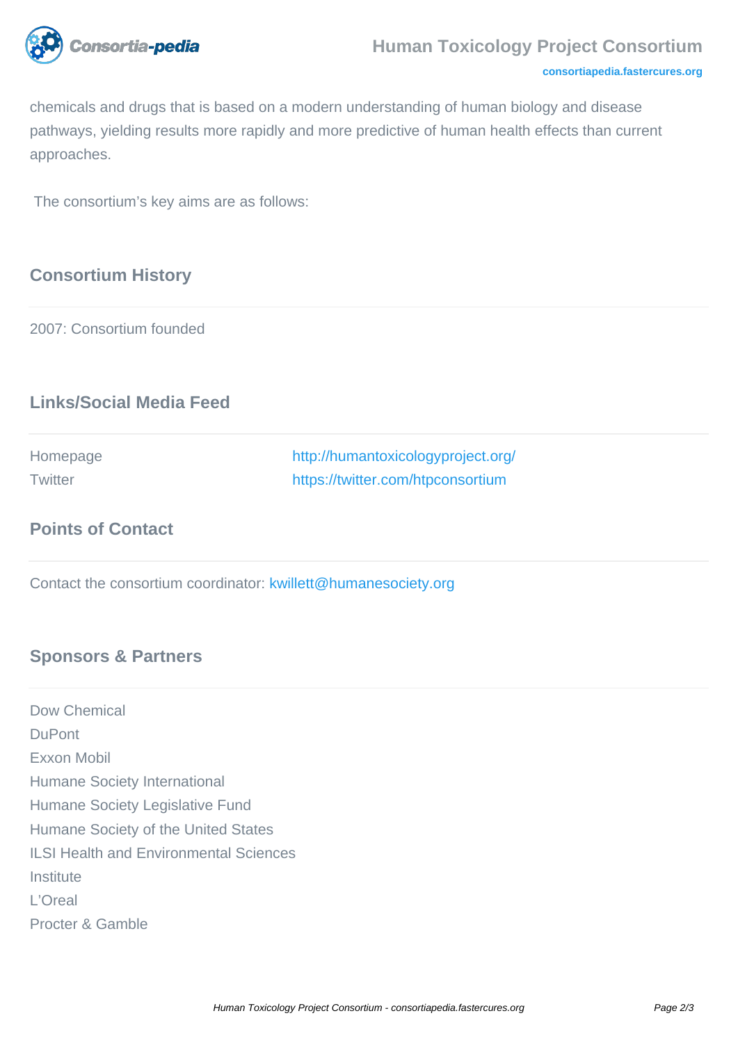chemicals and drugs that is based on a modern understanding of human biology and disease pathways, yielding results more rapidly and more predictive of human health effects than current approaches.

The consortium's key aims are as follows:

## Consortium History

2007: Consortium founded

## Links/Social Media Feed

| | |
|---|---|
| Homepage | http://humantoxicologyproject.org/ |
| Twitter | https://twitter.com/htpconsortium |

## Points of Contact

Contact the consortium coordinator: kwillett@humanesociety.org

## Sponsors & Partners

Dow Chemical
DuPont
Exxon Mobil
Humane Society International
Humane Society Legislative Fund
Humane Society of the United States
ILSI Health and Environmental Sciences Institute
L'Oreal
Procter & Gamble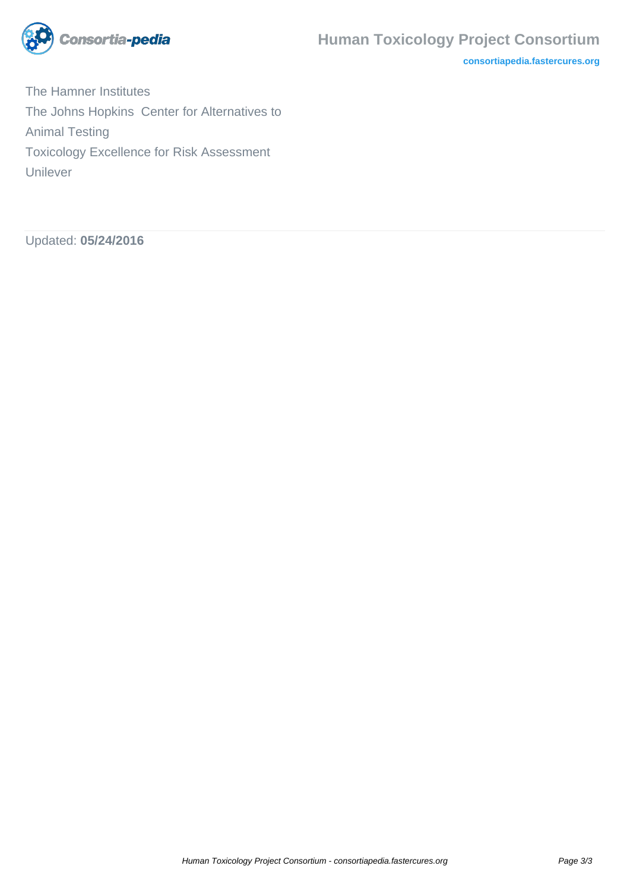The Hamner Institutes
The Johns Hopkins Center for Alternatives to Animal Testing
Toxicology Excellence for Risk Assessment
Unilever

---

Updated: **05/24/2016**